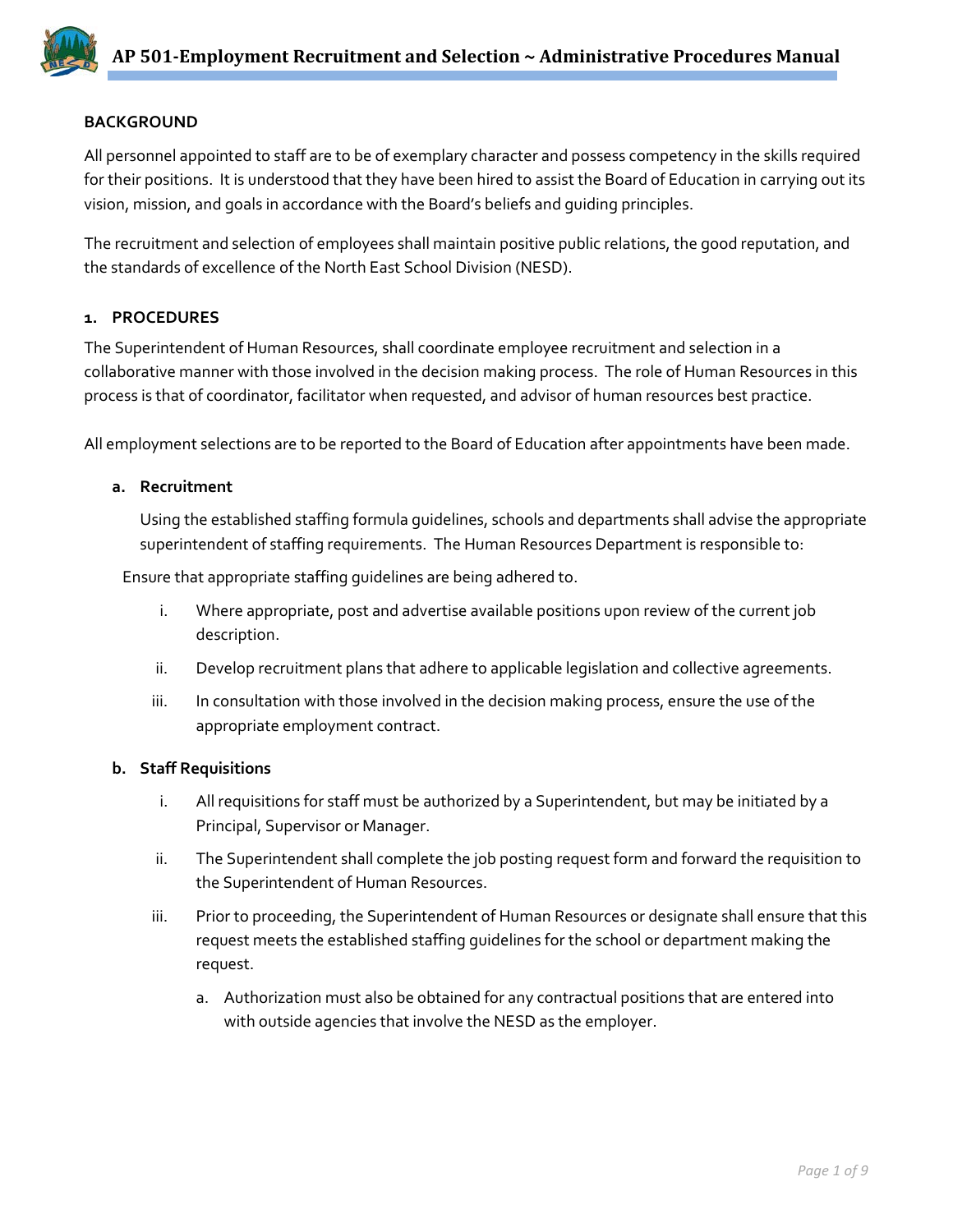# AP 501-Employment Recruitment and Selection ~ Administrative Procedures Manual

## BACKGROUND

All personnel appointed to staff are to be of exemplary character and possess competency in the skills required for their positions. It is understood that they have been hired to assist the Board of Education in carrying out its vision, mission, and goals in accordance with the Board's beliefs and guiding principles.

The recruitment and selection of employees shall maintain positive public relations, the good reputation, and the standards of excellence of the North East School Division (NESD).

## 1. PROCEDURES

The Superintendent of Human Resources, shall coordinate employee recruitment and selection in a collaborative manner with those involved in the decision making process. The role of Human Resources in this process is that of coordinator, facilitator when requested, and advisor of human resources best practice.

All employment selections are to be reported to the Board of Education after appointments have been made.

### a. Recruitment

Using the established staffing formula guidelines, schools and departments shall advise the appropriate superintendent of staffing requirements. The Human Resources Department is responsible to:

Ensure that appropriate staffing guidelines are being adhered to.

- i. Where appropriate, post and advertise available positions upon review of the current job description.
- ii. Develop recruitment plans that adhere to applicable legislation and collective agreements.
- iii. In consultation with those involved in the decision making process, ensure the use of the appropriate employment contract.

### b. Staff Requisitions

- i. All requisitions for staff must be authorized by a Superintendent, but may be initiated by a Principal, Supervisor or Manager.
- ii. The Superintendent shall complete the job posting request form and forward the requisition to the Superintendent of Human Resources.
- iii. Prior to proceeding, the Superintendent of Human Resources or designate shall ensure that this request meets the established staffing guidelines for the school or department making the request.
  - a. Authorization must also be obtained for any contractual positions that are entered into with outside agencies that involve the NESD as the employer.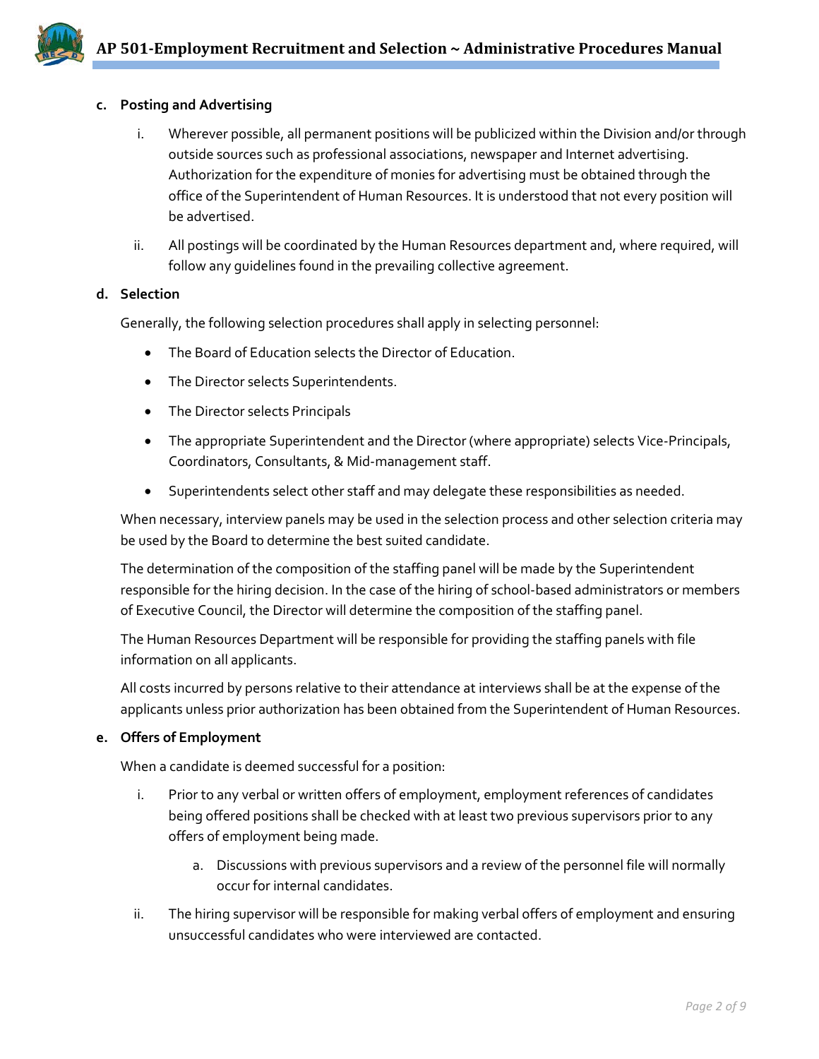**c. Posting and Advertising**

i. Wherever possible, all permanent positions will be publicized within the Division and/or through outside sources such as professional associations, newspaper and Internet advertising. Authorization for the expenditure of monies for advertising must be obtained through the office of the Superintendent of Human Resources. It is understood that not every position will be advertised.

ii. All postings will be coordinated by the Human Resources department and, where required, will follow any guidelines found in the prevailing collective agreement.

**d. Selection**

Generally, the following selection procedures shall apply in selecting personnel:

- The Board of Education selects the Director of Education.
- The Director selects Superintendents.
- The Director selects Principals
- The appropriate Superintendent and the Director (where appropriate) selects Vice-Principals, Coordinators, Consultants, & Mid-management staff.
- Superintendents select other staff and may delegate these responsibilities as needed.

When necessary, interview panels may be used in the selection process and other selection criteria may be used by the Board to determine the best suited candidate.

The determination of the composition of the staffing panel will be made by the Superintendent responsible for the hiring decision. In the case of the hiring of school-based administrators or members of Executive Council, the Director will determine the composition of the staffing panel.

The Human Resources Department will be responsible for providing the staffing panels with file information on all applicants.

All costs incurred by persons relative to their attendance at interviews shall be at the expense of the applicants unless prior authorization has been obtained from the Superintendent of Human Resources.

**e. Offers of Employment**

When a candidate is deemed successful for a position:

i. Prior to any verbal or written offers of employment, employment references of candidates being offered positions shall be checked with at least two previous supervisors prior to any offers of employment being made.

   a. Discussions with previous supervisors and a review of the personnel file will normally occur for internal candidates.

ii. The hiring supervisor will be responsible for making verbal offers of employment and ensuring unsuccessful candidates who were interviewed are contacted.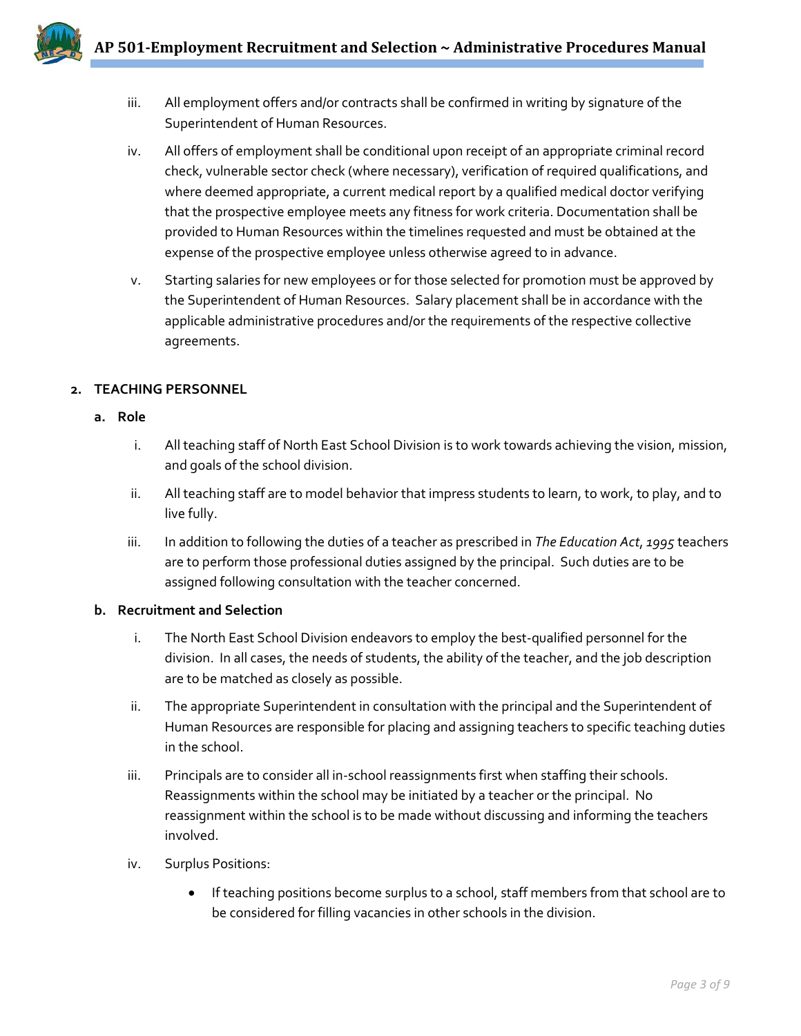iii. All employment offers and/or contracts shall be confirmed in writing by signature of the Superintendent of Human Resources.

iv. All offers of employment shall be conditional upon receipt of an appropriate criminal record check, vulnerable sector check (where necessary), verification of required qualifications, and where deemed appropriate, a current medical report by a qualified medical doctor verifying that the prospective employee meets any fitness for work criteria. Documentation shall be provided to Human Resources within the timelines requested and must be obtained at the expense of the prospective employee unless otherwise agreed to in advance.

v. Starting salaries for new employees or for those selected for promotion must be approved by the Superintendent of Human Resources. Salary placement shall be in accordance with the applicable administrative procedures and/or the requirements of the respective collective agreements.

## 2. TEACHING PERSONNEL

### a. Role

i. All teaching staff of North East School Division is to work towards achieving the vision, mission, and goals of the school division.

ii. All teaching staff are to model behavior that impress students to learn, to work, to play, and to live fully.

iii. In addition to following the duties of a teacher as prescribed in *The Education Act, 1995* teachers are to perform those professional duties assigned by the principal. Such duties are to be assigned following consultation with the teacher concerned.

### b. Recruitment and Selection

i. The North East School Division endeavors to employ the best-qualified personnel for the division. In all cases, the needs of students, the ability of the teacher, and the job description are to be matched as closely as possible.

ii. The appropriate Superintendent in consultation with the principal and the Superintendent of Human Resources are responsible for placing and assigning teachers to specific teaching duties in the school.

iii. Principals are to consider all in-school reassignments first when staffing their schools. Reassignments within the school may be initiated by a teacher or the principal. No reassignment within the school is to be made without discussing and informing the teachers involved.

iv. Surplus Positions:

- If teaching positions become surplus to a school, staff members from that school are to be considered for filling vacancies in other schools in the division.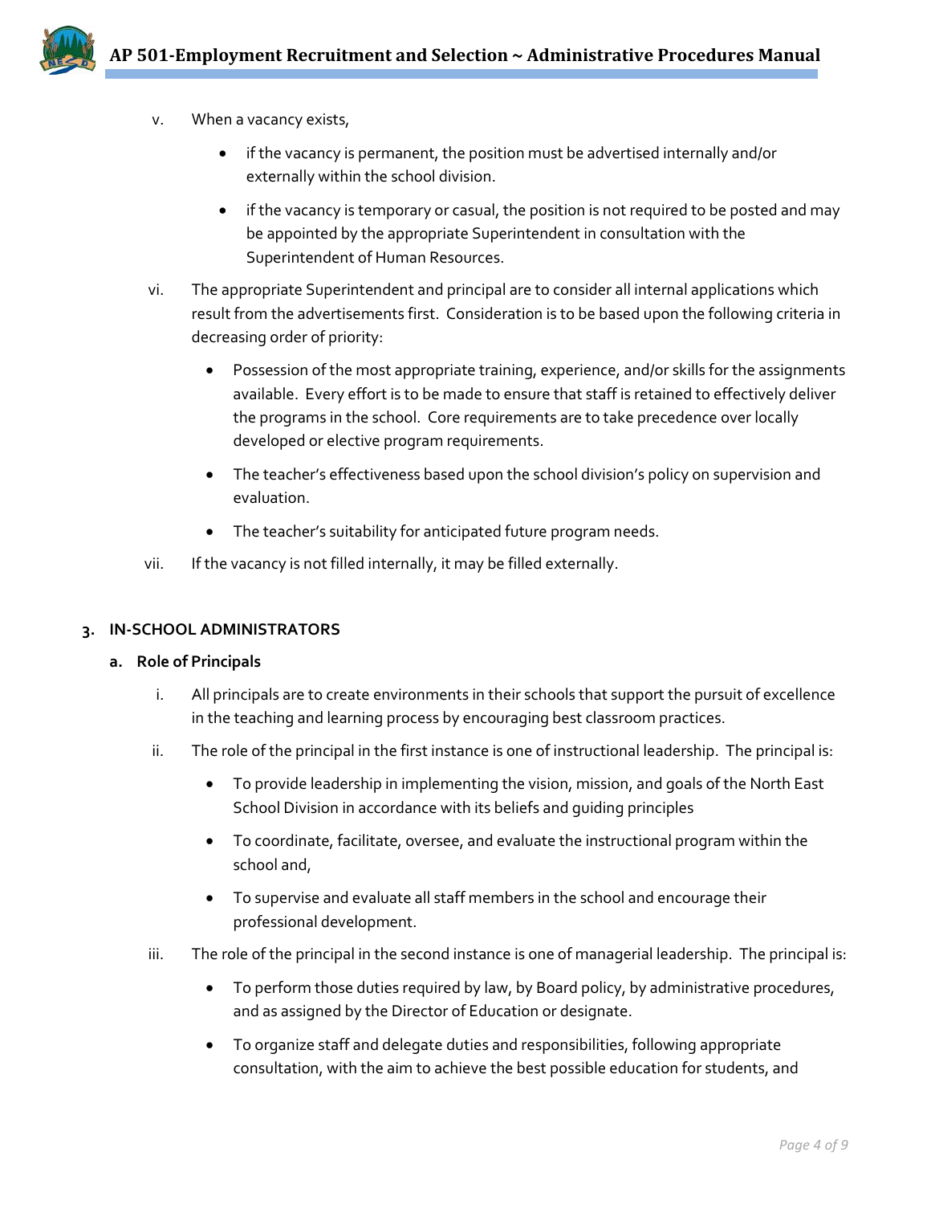v. When a vacancy exists,

   - if the vacancy is permanent, the position must be advertised internally and/or externally within the school division.
   - if the vacancy is temporary or casual, the position is not required to be posted and may be appointed by the appropriate Superintendent in consultation with the Superintendent of Human Resources.

vi. The appropriate Superintendent and principal are to consider all internal applications which result from the advertisements first. Consideration is to be based upon the following criteria in decreasing order of priority:

   - Possession of the most appropriate training, experience, and/or skills for the assignments available. Every effort is to be made to ensure that staff is retained to effectively deliver the programs in the school. Core requirements are to take precedence over locally developed or elective program requirements.
   - The teacher's effectiveness based upon the school division's policy on supervision and evaluation.
   - The teacher's suitability for anticipated future program needs.

vii. If the vacancy is not filled internally, it may be filled externally.

## 3. IN-SCHOOL ADMINISTRATORS

### a. Role of Principals

i. All principals are to create environments in their schools that support the pursuit of excellence in the teaching and learning process by encouraging best classroom practices.

ii. The role of the principal in the first instance is one of instructional leadership. The principal is:

   - To provide leadership in implementing the vision, mission, and goals of the North East School Division in accordance with its beliefs and guiding principles
   - To coordinate, facilitate, oversee, and evaluate the instructional program within the school and,
   - To supervise and evaluate all staff members in the school and encourage their professional development.

iii. The role of the principal in the second instance is one of managerial leadership. The principal is:

   - To perform those duties required by law, by Board policy, by administrative procedures, and as assigned by the Director of Education or designate.
   - To organize staff and delegate duties and responsibilities, following appropriate consultation, with the aim to achieve the best possible education for students, and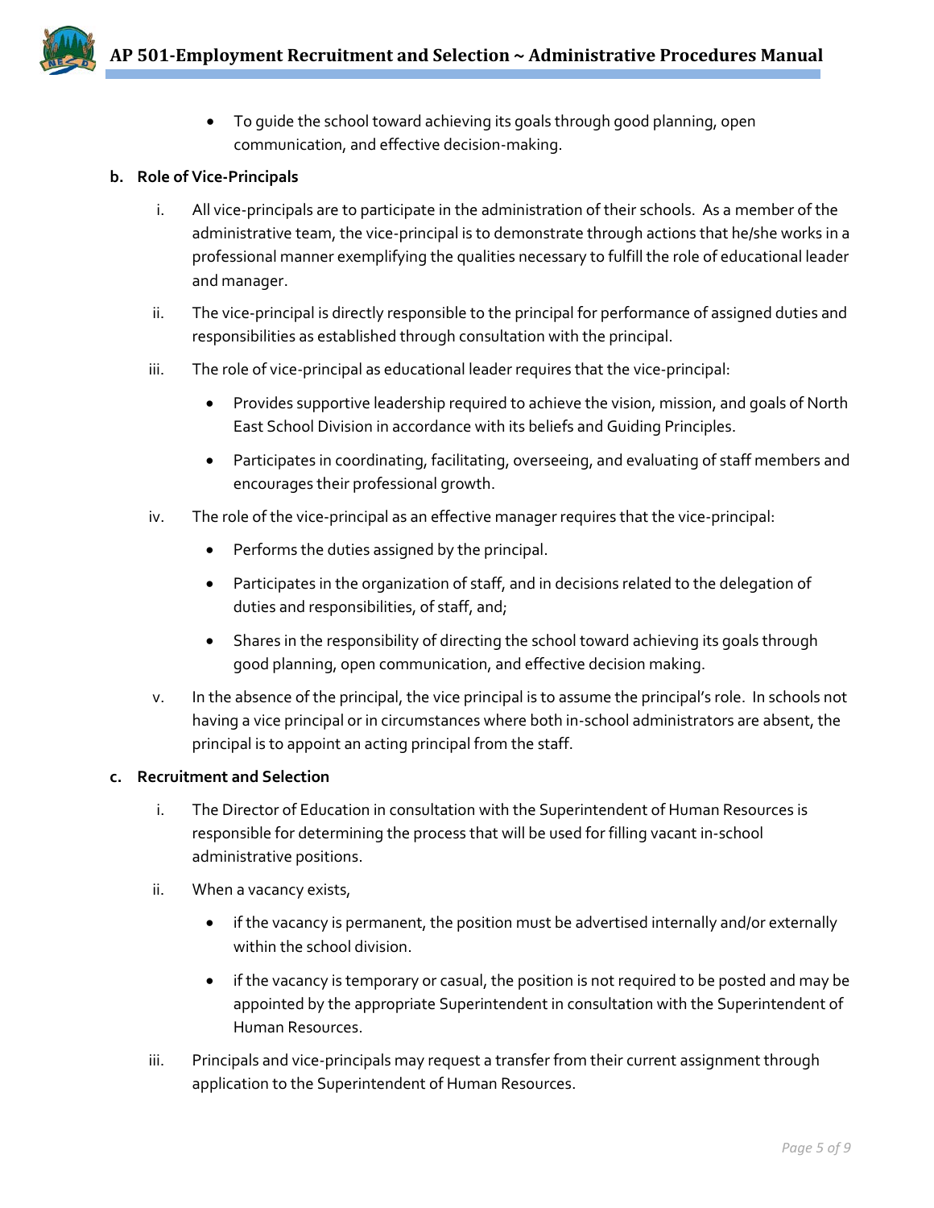- To guide the school toward achieving its goals through good planning, open communication, and effective decision-making.

**b. Role of Vice-Principals**

i. All vice-principals are to participate in the administration of their schools. As a member of the administrative team, the vice-principal is to demonstrate through actions that he/she works in a professional manner exemplifying the qualities necessary to fulfill the role of educational leader and manager.

ii. The vice-principal is directly responsible to the principal for performance of assigned duties and responsibilities as established through consultation with the principal.

iii. The role of vice-principal as educational leader requires that the vice-principal:

- Provides supportive leadership required to achieve the vision, mission, and goals of North East School Division in accordance with its beliefs and Guiding Principles.
- Participates in coordinating, facilitating, overseeing, and evaluating of staff members and encourages their professional growth.

iv. The role of the vice-principal as an effective manager requires that the vice-principal:

- Performs the duties assigned by the principal.
- Participates in the organization of staff, and in decisions related to the delegation of duties and responsibilities, of staff, and;
- Shares in the responsibility of directing the school toward achieving its goals through good planning, open communication, and effective decision making.

v. In the absence of the principal, the vice principal is to assume the principal's role. In schools not having a vice principal or in circumstances where both in-school administrators are absent, the principal is to appoint an acting principal from the staff.

**c. Recruitment and Selection**

i. The Director of Education in consultation with the Superintendent of Human Resources is responsible for determining the process that will be used for filling vacant in-school administrative positions.

ii. When a vacancy exists,

- if the vacancy is permanent, the position must be advertised internally and/or externally within the school division.
- if the vacancy is temporary or casual, the position is not required to be posted and may be appointed by the appropriate Superintendent in consultation with the Superintendent of Human Resources.

iii. Principals and vice-principals may request a transfer from their current assignment through application to the Superintendent of Human Resources.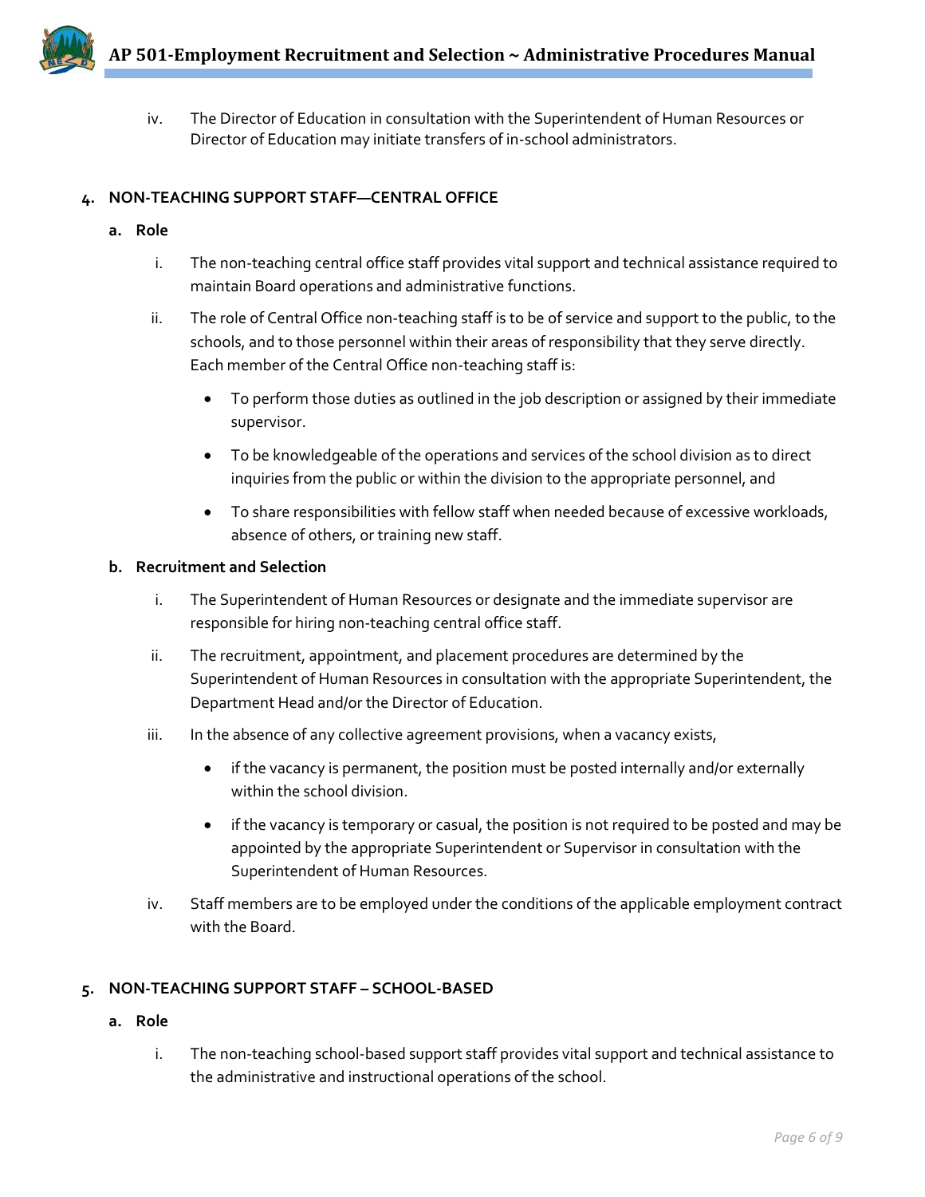iv. The Director of Education in consultation with the Superintendent of Human Resources or Director of Education may initiate transfers of in-school administrators.

**4. NON-TEACHING SUPPORT STAFF—CENTRAL OFFICE**

**a. Role**

i. The non-teaching central office staff provides vital support and technical assistance required to maintain Board operations and administrative functions.

ii. The role of Central Office non-teaching staff is to be of service and support to the public, to the schools, and to those personnel within their areas of responsibility that they serve directly. Each member of the Central Office non-teaching staff is:

- To perform those duties as outlined in the job description or assigned by their immediate supervisor.
- To be knowledgeable of the operations and services of the school division as to direct inquiries from the public or within the division to the appropriate personnel, and
- To share responsibilities with fellow staff when needed because of excessive workloads, absence of others, or training new staff.

**b. Recruitment and Selection**

i. The Superintendent of Human Resources or designate and the immediate supervisor are responsible for hiring non-teaching central office staff.

ii. The recruitment, appointment, and placement procedures are determined by the Superintendent of Human Resources in consultation with the appropriate Superintendent, the Department Head and/or the Director of Education.

iii. In the absence of any collective agreement provisions, when a vacancy exists,

- if the vacancy is permanent, the position must be posted internally and/or externally within the school division.
- if the vacancy is temporary or casual, the position is not required to be posted and may be appointed by the appropriate Superintendent or Supervisor in consultation with the Superintendent of Human Resources.

iv. Staff members are to be employed under the conditions of the applicable employment contract with the Board.

**5. NON-TEACHING SUPPORT STAFF – SCHOOL-BASED**

**a. Role**

i. The non-teaching school-based support staff provides vital support and technical assistance to the administrative and instructional operations of the school.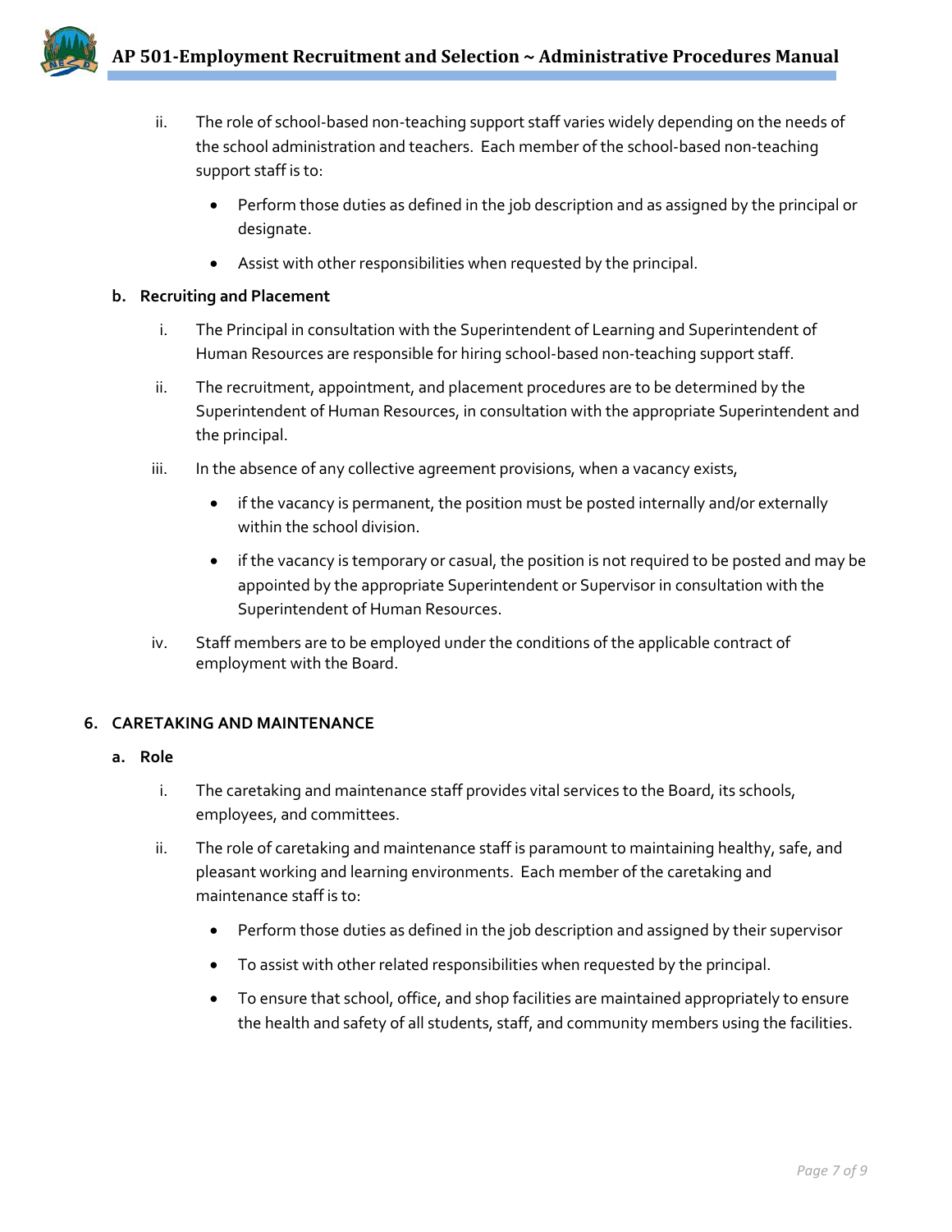ii. The role of school-based non-teaching support staff varies widely depending on the needs of the school administration and teachers. Each member of the school-based non-teaching support staff is to:

- Perform those duties as defined in the job description and as assigned by the principal or designate.
- Assist with other responsibilities when requested by the principal.

**b. Recruiting and Placement**

i. The Principal in consultation with the Superintendent of Learning and Superintendent of Human Resources are responsible for hiring school-based non-teaching support staff.

ii. The recruitment, appointment, and placement procedures are to be determined by the Superintendent of Human Resources, in consultation with the appropriate Superintendent and the principal.

iii. In the absence of any collective agreement provisions, when a vacancy exists,

- if the vacancy is permanent, the position must be posted internally and/or externally within the school division.
- if the vacancy is temporary or casual, the position is not required to be posted and may be appointed by the appropriate Superintendent or Supervisor in consultation with the Superintendent of Human Resources.

iv. Staff members are to be employed under the conditions of the applicable contract of employment with the Board.

## 6. CARETAKING AND MAINTENANCE

**a. Role**

i. The caretaking and maintenance staff provides vital services to the Board, its schools, employees, and committees.

ii. The role of caretaking and maintenance staff is paramount to maintaining healthy, safe, and pleasant working and learning environments. Each member of the caretaking and maintenance staff is to:

- Perform those duties as defined in the job description and assigned by their supervisor
- To assist with other related responsibilities when requested by the principal.
- To ensure that school, office, and shop facilities are maintained appropriately to ensure the health and safety of all students, staff, and community members using the facilities.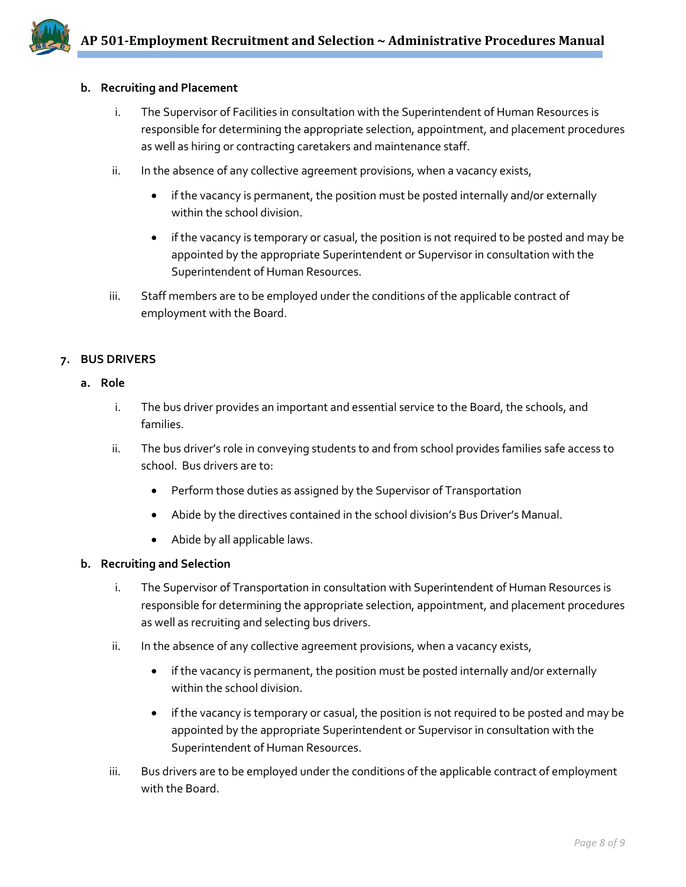**b. Recruiting and Placement**

i. The Supervisor of Facilities in consultation with the Superintendent of Human Resources is responsible for determining the appropriate selection, appointment, and placement procedures as well as hiring or contracting caretakers and maintenance staff.

ii. In the absence of any collective agreement provisions, when a vacancy exists,

- if the vacancy is permanent, the position must be posted internally and/or externally within the school division.
- if the vacancy is temporary or casual, the position is not required to be posted and may be appointed by the appropriate Superintendent or Supervisor in consultation with the Superintendent of Human Resources.

iii. Staff members are to be employed under the conditions of the applicable contract of employment with the Board.

**7. BUS DRIVERS**

**a. Role**

i. The bus driver provides an important and essential service to the Board, the schools, and families.

ii. The bus driver's role in conveying students to and from school provides families safe access to school. Bus drivers are to:

- Perform those duties as assigned by the Supervisor of Transportation
- Abide by the directives contained in the school division's Bus Driver's Manual.
- Abide by all applicable laws.

**b. Recruiting and Selection**

i. The Supervisor of Transportation in consultation with Superintendent of Human Resources is responsible for determining the appropriate selection, appointment, and placement procedures as well as recruiting and selecting bus drivers.

ii. In the absence of any collective agreement provisions, when a vacancy exists,

- if the vacancy is permanent, the position must be posted internally and/or externally within the school division.
- if the vacancy is temporary or casual, the position is not required to be posted and may be appointed by the appropriate Superintendent or Supervisor in consultation with the Superintendent of Human Resources.

iii. Bus drivers are to be employed under the conditions of the applicable contract of employment with the Board.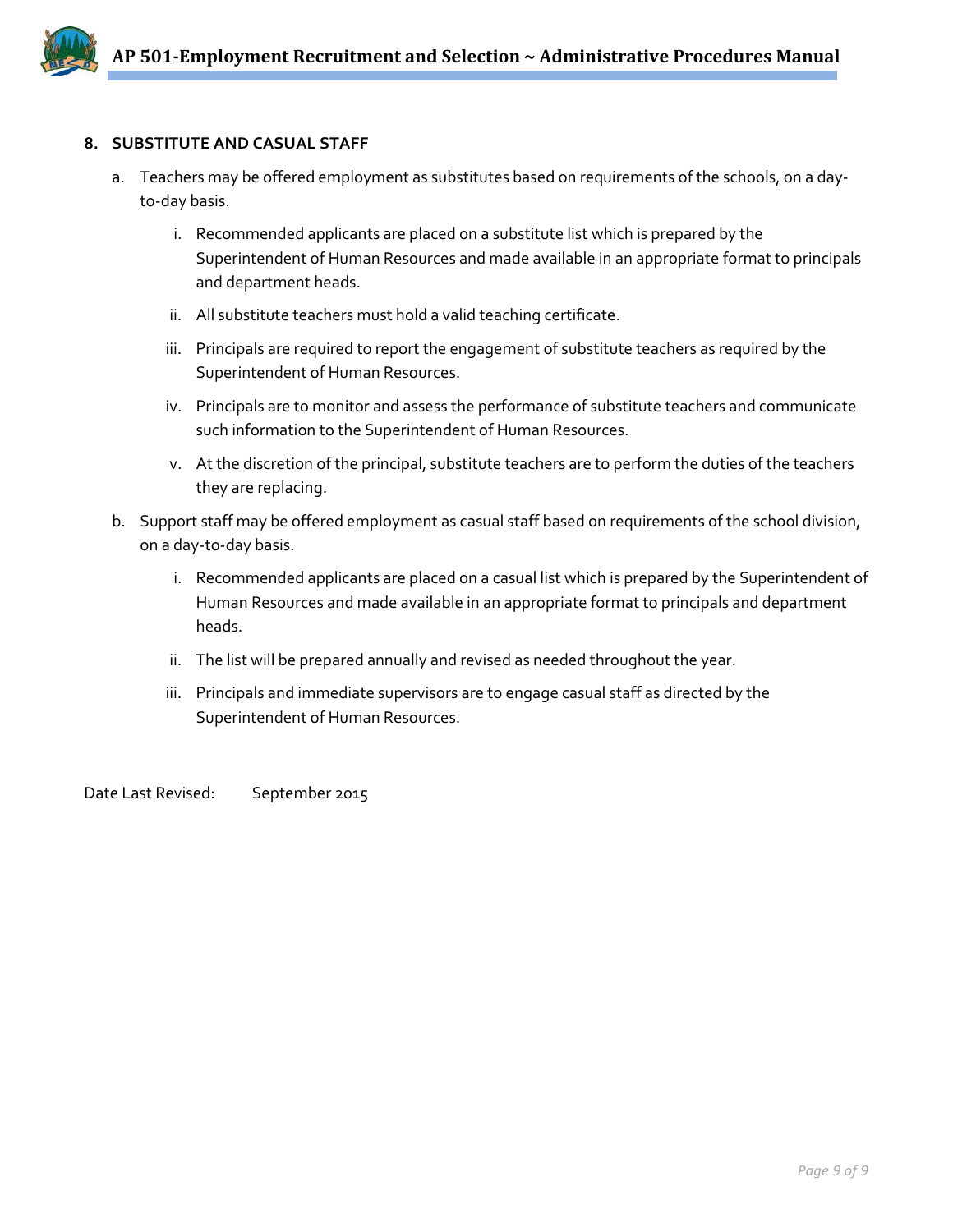## 8. SUBSTITUTE AND CASUAL STAFF

a. Teachers may be offered employment as substitutes based on requirements of the schools, on a day-to-day basis.

   i. Recommended applicants are placed on a substitute list which is prepared by the Superintendent of Human Resources and made available in an appropriate format to principals and department heads.

   ii. All substitute teachers must hold a valid teaching certificate.

   iii. Principals are required to report the engagement of substitute teachers as required by the Superintendent of Human Resources.

   iv. Principals are to monitor and assess the performance of substitute teachers and communicate such information to the Superintendent of Human Resources.

   v. At the discretion of the principal, substitute teachers are to perform the duties of the teachers they are replacing.

b. Support staff may be offered employment as casual staff based on requirements of the school division, on a day-to-day basis.

   i. Recommended applicants are placed on a casual list which is prepared by the Superintendent of Human Resources and made available in an appropriate format to principals and department heads.

   ii. The list will be prepared annually and revised as needed throughout the year.

   iii. Principals and immediate supervisors are to engage casual staff as directed by the Superintendent of Human Resources.

Date Last Revised: September 2015